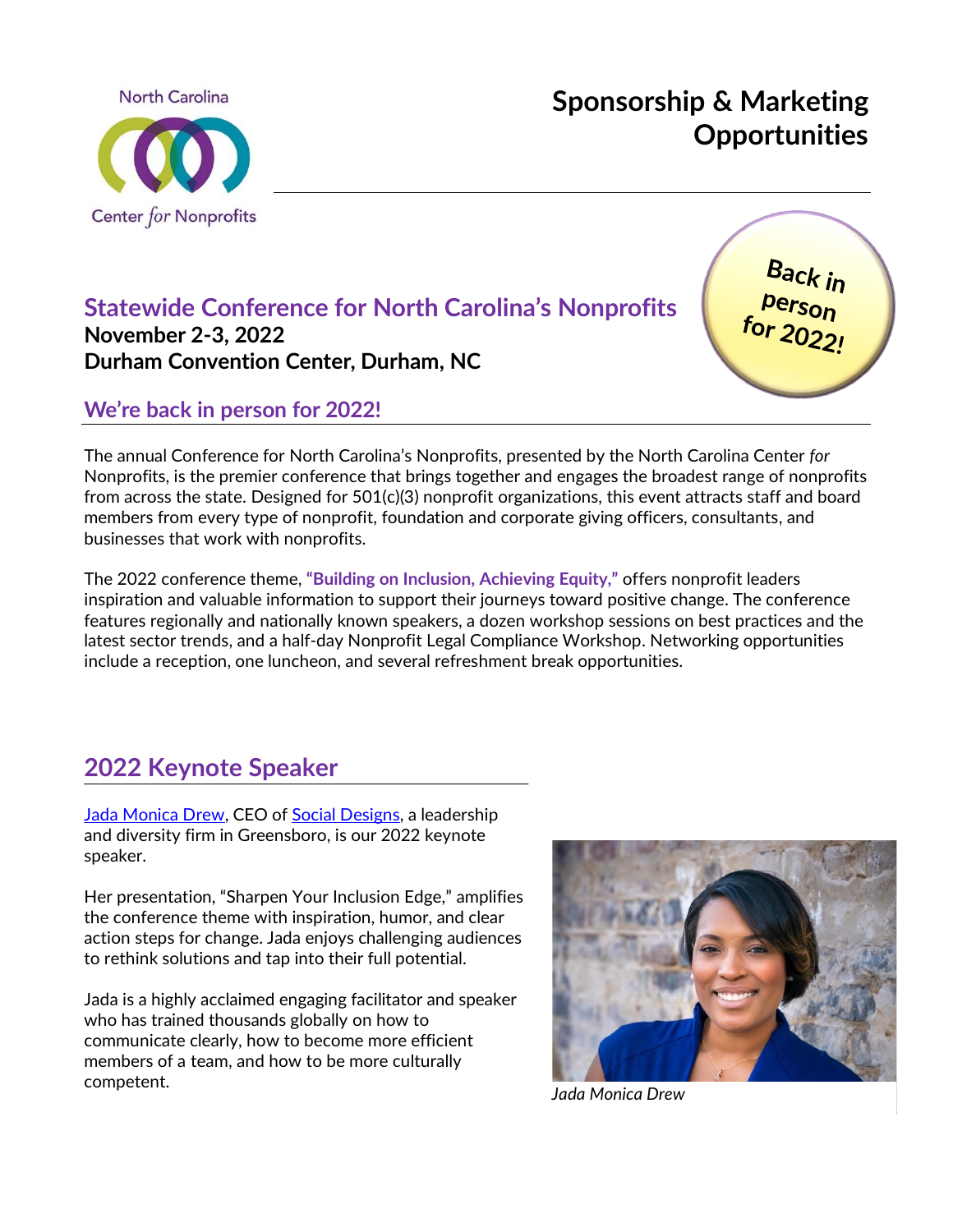North Carolina Center *for* Nonprofits

# Sponsorship & Marketing Opportunities

Back in person for 2022!

## Statewide Conference for North Carolina's Nonprofits

**November 2-3, 2022**
**Durham Convention Center, Durham, NC**

## We're back in person for 2022!

The annual Conference for North Carolina's Nonprofits, presented by the North Carolina Center *for* Nonprofits, is the premier conference that brings together and engages the broadest range of nonprofits from across the state. Designed for 501(c)(3) nonprofit organizations, this event attracts staff and board members from every type of nonprofit, foundation and corporate giving officers, consultants, and businesses that work with nonprofits.

The 2022 conference theme, **"Building on Inclusion, Achieving Equity,"** offers nonprofit leaders inspiration and valuable information to support their journeys toward positive change. The conference features regionally and nationally known speakers, a dozen workshop sessions on best practices and the latest sector trends, and a half-day Nonprofit Legal Compliance Workshop. Networking opportunities include a reception, one luncheon, and several refreshment break opportunities.

## 2022 Keynote Speaker

Jada Monica Drew, CEO of Social Designs, a leadership and diversity firm in Greensboro, is our 2022 keynote speaker.

Her presentation, "Sharpen Your Inclusion Edge," amplifies the conference theme with inspiration, humor, and clear action steps for change. Jada enjoys challenging audiences to rethink solutions and tap into their full potential.

Jada is a highly acclaimed engaging facilitator and speaker who has trained thousands globally on how to communicate clearly, how to become more efficient members of a team, and how to be more culturally competent.

*Jada Monica Drew*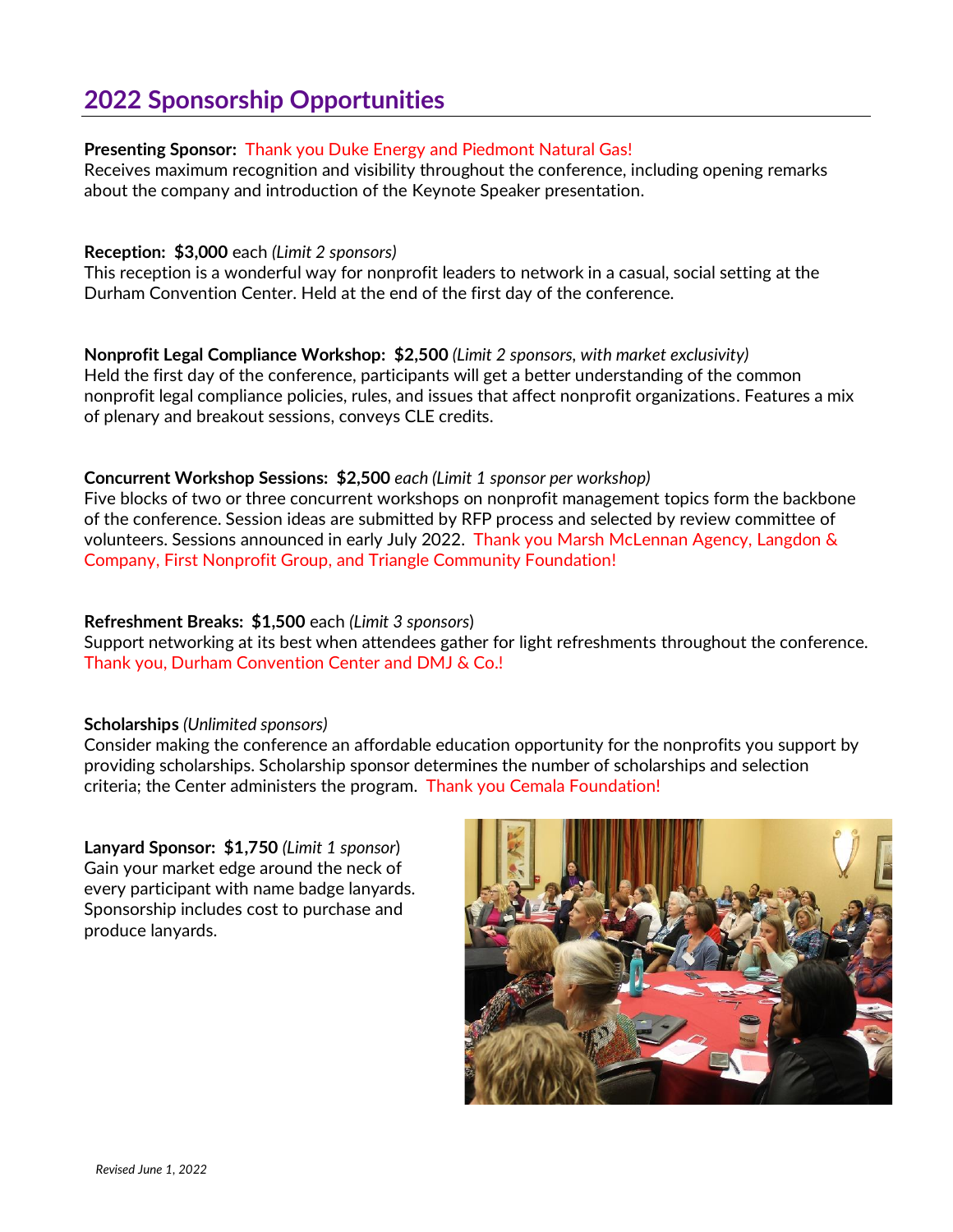## 2022 Sponsorship Opportunities

**Presenting Sponsor:** Thank you Duke Energy and Piedmont Natural Gas!
Receives maximum recognition and visibility throughout the conference, including opening remarks about the company and introduction of the Keynote Speaker presentation.

**Reception: $3,000** each *(Limit 2 sponsors)*
This reception is a wonderful way for nonprofit leaders to network in a casual, social setting at the Durham Convention Center. Held at the end of the first day of the conference.

**Nonprofit Legal Compliance Workshop: $2,500** *(Limit 2 sponsors, with market exclusivity)*
Held the first day of the conference, participants will get a better understanding of the common nonprofit legal compliance policies, rules, and issues that affect nonprofit organizations. Features a mix of plenary and breakout sessions, conveys CLE credits.

**Concurrent Workshop Sessions: $2,500** *each (Limit 1 sponsor per workshop)*
Five blocks of two or three concurrent workshops on nonprofit management topics form the backbone of the conference. Session ideas are submitted by RFP process and selected by review committee of volunteers. Sessions announced in early July 2022. Thank you Marsh McLennan Agency, Langdon & Company, First Nonprofit Group, and Triangle Community Foundation!

**Refreshment Breaks: $1,500** each *(Limit 3 sponsors)*
Support networking at its best when attendees gather for light refreshments throughout the conference. Thank you, Durham Convention Center and DMJ & Co.!

**Scholarships** *(Unlimited sponsors)*
Consider making the conference an affordable education opportunity for the nonprofits you support by providing scholarships. Scholarship sponsor determines the number of scholarships and selection criteria; the Center administers the program. Thank you Cemala Foundation!

**Lanyard Sponsor: $1,750** *(Limit 1 sponsor)*
Gain your market edge around the neck of every participant with name badge lanyards. Sponsorship includes cost to purchase and produce lanyards.

*Revised June 1, 2022*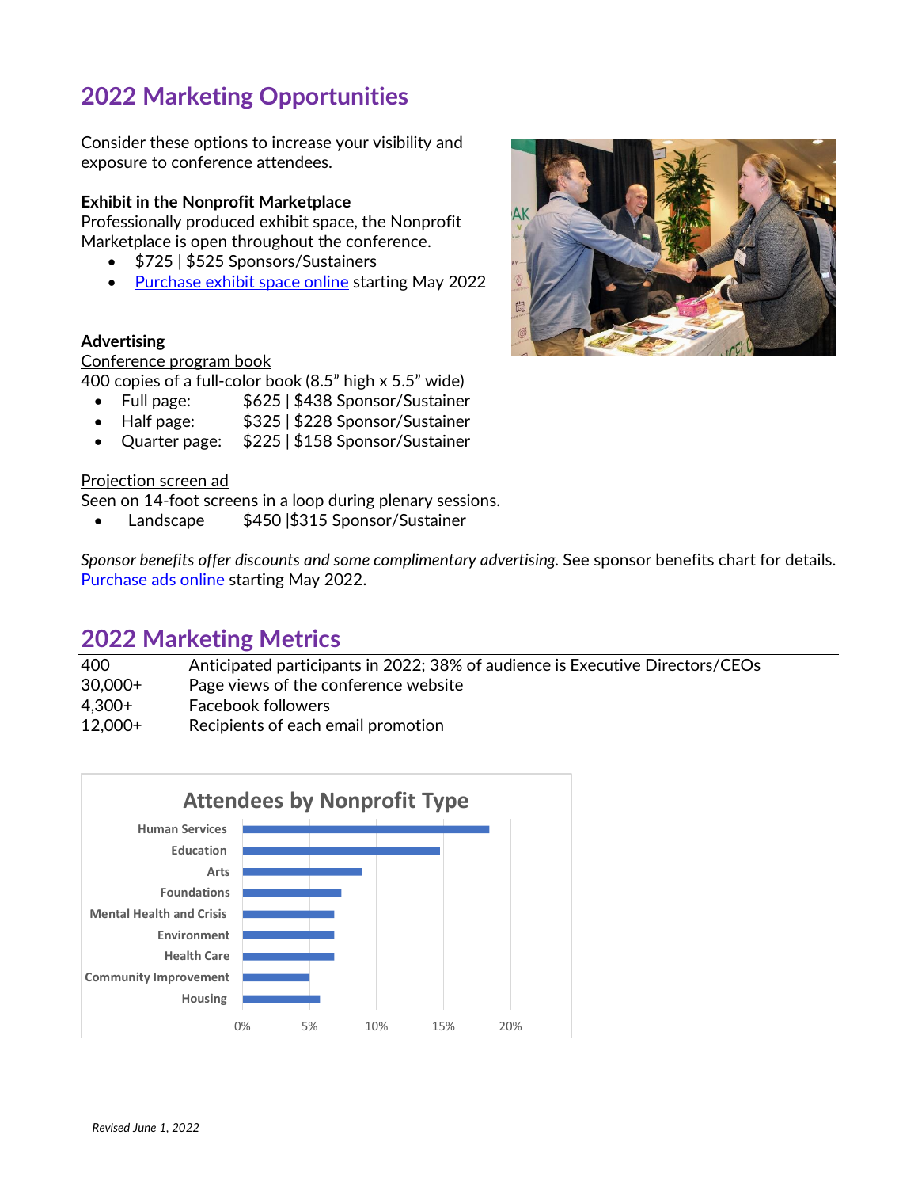## 2022 Marketing Opportunities

Consider these options to increase your visibility and exposure to conference attendees.

**Exhibit in the Nonprofit Marketplace**

Professionally produced exhibit space, the Nonprofit Marketplace is open throughout the conference.

- $725 | $525 Sponsors/Sustainers
- Purchase exhibit space online starting May 2022

**Advertising**

Conference program book

400 copies of a full-color book (8.5" high x 5.5" wide)

- Full page: $625 | $438 Sponsor/Sustainer
- Half page: $325 | $228 Sponsor/Sustainer
- Quarter page: $225 | $158 Sponsor/Sustainer

Projection screen ad

Seen on 14-foot screens in a loop during plenary sessions.

- Landscape $450 |$315 Sponsor/Sustainer

*Sponsor benefits offer discounts and some complimentary advertising.* See sponsor benefits chart for details. Purchase ads online starting May 2022.

## 2022 Marketing Metrics

| | |
|---|---|
| 400 | Anticipated participants in 2022; 38% of audience is Executive Directors/CEOs |
| 30,000+ | Page views of the conference website |
| 4,300+ | Facebook followers |
| 12,000+ | Recipients of each email promotion |

**Attendees by Nonprofit Type**

- Human Services
- Education
- Arts
- Foundations
- Mental Health and Crisis
- Environment
- Health Care
- Community Improvement
- Housing

0% 5% 10% 15% 20%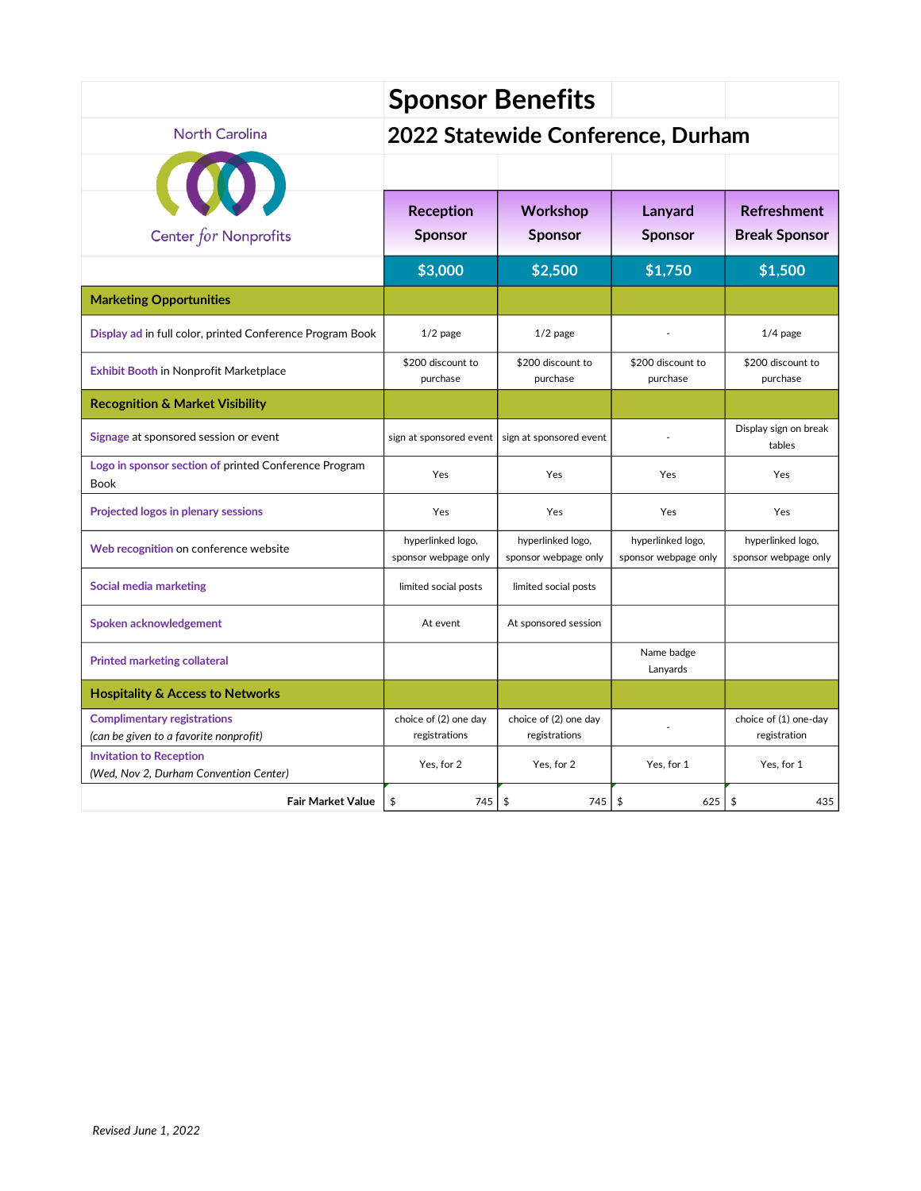# Sponsor Benefits

## 2022 Statewide Conference, Durham

North Carolina Center *for* Nonprofits

| | Reception Sponsor | Workshop Sponsor | Lanyard Sponsor | Refreshment Break Sponsor |
|---|---|---|---|---|
| | $3,000 | $2,500 | $1,750 | $1,500 |
| **Marketing Opportunities** | | | | |
| Display ad in full color, printed Conference Program Book | 1/2 page | 1/2 page | - | 1/4 page |
| Exhibit Booth in Nonprofit Marketplace | $200 discount to purchase | $200 discount to purchase | $200 discount to purchase | $200 discount to purchase |
| **Recognition & Market Visibility** | | | | |
| Signage at sponsored session or event | sign at sponsored event | sign at sponsored event | - | Display sign on break tables |
| Logo in sponsor section of printed Conference Program Book | Yes | Yes | Yes | Yes |
| Projected logos in plenary sessions | Yes | Yes | Yes | Yes |
| Web recognition on conference website | hyperlinked logo, sponsor webpage only | hyperlinked logo, sponsor webpage only | hyperlinked logo, sponsor webpage only | hyperlinked logo, sponsor webpage only |
| Social media marketing | limited social posts | limited social posts | | |
| Spoken acknowledgement | At event | At sponsored session | | |
| Printed marketing collateral | | | Name badge Lanyards | |
| **Hospitality & Access to Networks** | | | | |
| Complimentary registrations *(can be given to a favorite nonprofit)* | choice of (2) one day registrations | choice of (2) one day registrations | - | choice of (1) one-day registration |
| Invitation to Reception *(Wed, Nov 2, Durham Convention Center)* | Yes, for 2 | Yes, for 2 | Yes, for 1 | Yes, for 1 |
| **Fair Market Value** | $ 745 | $ 745 | $ 625 | $ 435 |

*Revised June 1, 2022*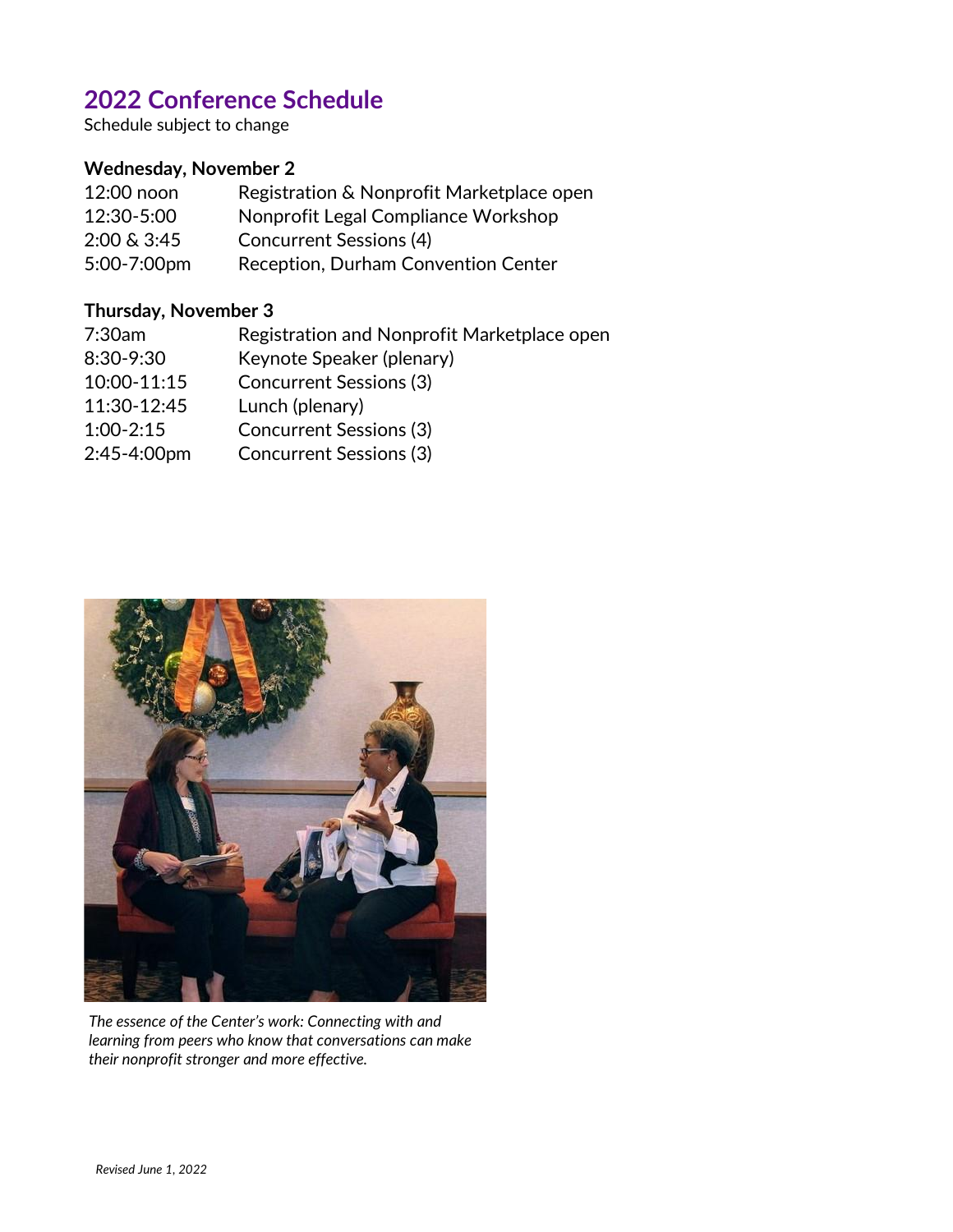## 2022 Conference Schedule

Schedule subject to change

**Wednesday, November 2**

| | |
|---|---|
| 12:00 noon | Registration & Nonprofit Marketplace open |
| 12:30-5:00 | Nonprofit Legal Compliance Workshop |
| 2:00 & 3:45 | Concurrent Sessions (4) |
| 5:00-7:00pm | Reception, Durham Convention Center |

**Thursday, November 3**

| | |
|---|---|
| 7:30am | Registration and Nonprofit Marketplace open |
| 8:30-9:30 | Keynote Speaker (plenary) |
| 10:00-11:15 | Concurrent Sessions (3) |
| 11:30-12:45 | Lunch (plenary) |
| 1:00-2:15 | Concurrent Sessions (3) |
| 2:45-4:00pm | Concurrent Sessions (3) |

*The essence of the Center's work: Connecting with and learning from peers who know that conversations can make their nonprofit stronger and more effective.*

*Revised June 1, 2022*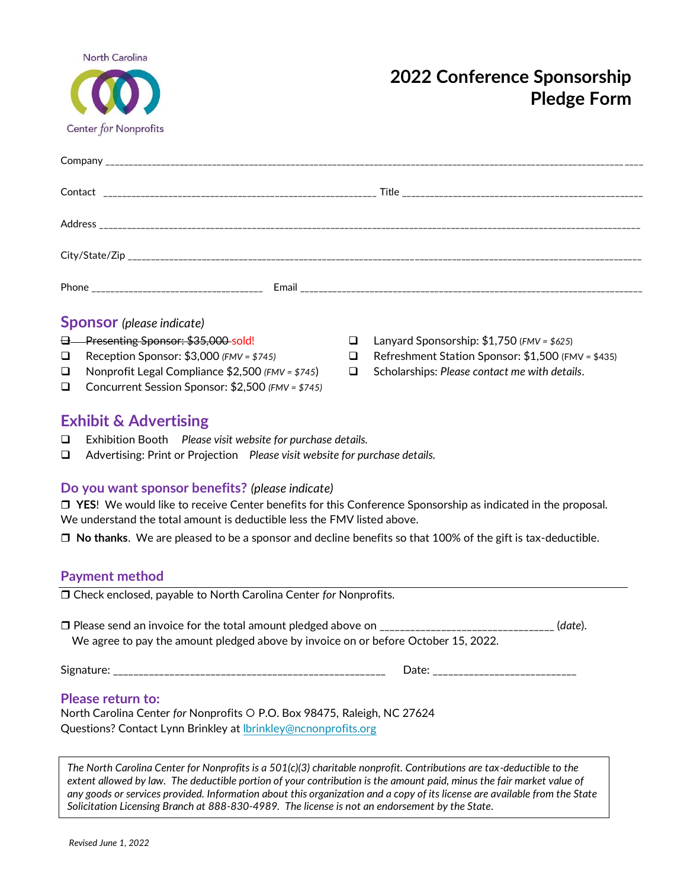North Carolina Center *for* Nonprofits

# 2022 Conference Sponsorship Pledge Form

Company ________________________________________________

Contact ______________________________ Title ______________________________

Address ________________________________________________

City/State/Zip ________________________________________________

Phone ______________________ Email ______________________________

## Sponsor *(please indicate)*

- ❑ ~~Presenting Sponsor: $35,000~~ sold!
- ❑ Reception Sponsor: $3,000 *(FMV = $745)*
- ❑ Nonprofit Legal Compliance $2,500 *(FMV = $745)*
- ❑ Concurrent Session Sponsor: $2,500 *(FMV = $745)*
- ❑ Lanyard Sponsorship: $1,750 *(FMV = $625)*
- ❑ Refreshment Station Sponsor: $1,500 (FMV = $435)
- ❑ Scholarships: *Please contact me with details.*

## Exhibit & Advertising

- ❑ Exhibition Booth *Please visit website for purchase details.*
- ❑ Advertising: Print or Projection *Please visit website for purchase details.*

### Do you want sponsor benefits? *(please indicate)*

❑ **YES**! We would like to receive Center benefits for this Conference Sponsorship as indicated in the proposal. We understand the total amount is deductible less the FMV listed above.

❑ **No thanks**. We are pleased to be a sponsor and decline benefits so that 100% of the gift is tax-deductible.

### Payment method

❑ Check enclosed, payable to North Carolina Center *for* Nonprofits.

❑ Please send an invoice for the total amount pledged above on ______________________ (*date*).
We agree to pay the amount pledged above by invoice on or before October 15, 2022.

Signature: ______________________________ Date: ______________________

### Please return to:

North Carolina Center *for* Nonprofits ○ P.O. Box 98475, Raleigh, NC 27624
Questions? Contact Lynn Brinkley at lbrinkley@ncnonprofits.org

*The North Carolina Center for Nonprofits is a 501(c)(3) charitable nonprofit. Contributions are tax-deductible to the extent allowed by law. The deductible portion of your contribution is the amount paid, minus the fair market value of any goods or services provided. Information about this organization and a copy of its license are available from the State Solicitation Licensing Branch at 888-830-4989. The license is not an endorsement by the State.*

*Revised June 1, 2022*